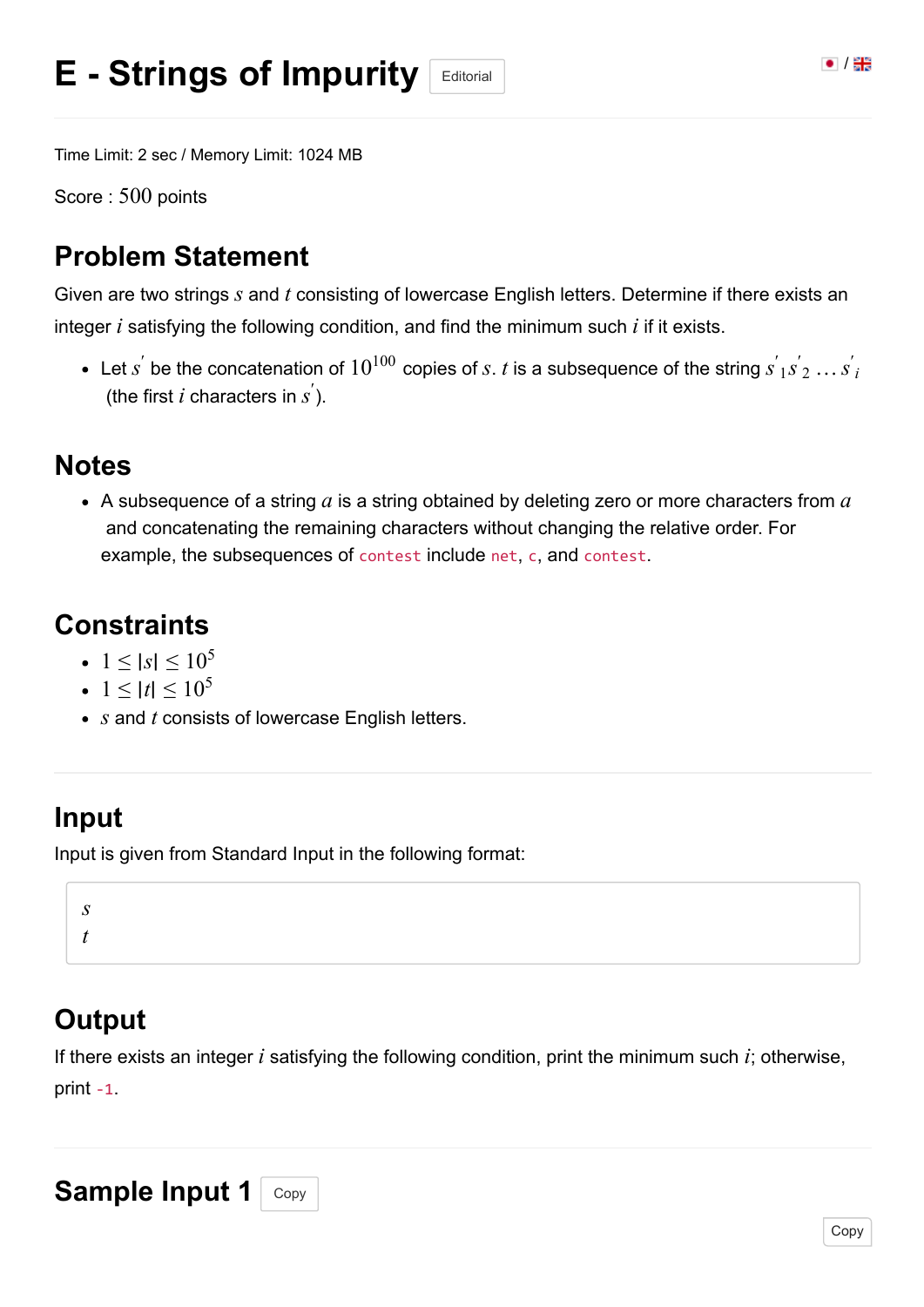# E - Strings of Impurity

Editorial

Time Limit: 2 sec / Memory Limit: 1024 MB

Score : $500$ points

## Problem Statement

Given are two strings $s$ and $t$ consisting of lowercase English letters. Determine if there exists an integer $i$ satisfying the following condition, and find the minimum such $i$ if it exists.

- Let $s'$ be the concatenation of $10^{100}$ copies of $s$. $t$ is a subsequence of the string $s'_1 s'_2 \ldots s'_i$ (the first $i$ characters in $s'$).

## Notes

- A subsequence of a string $a$ is a string obtained by deleting zero or more characters from $a$ and concatenating the remaining characters without changing the relative order. For example, the subsequences of `contest` include `net`, `c`, and `contest`.

## Constraints

- $1 \leq |s| \leq 10^5$
- $1 \leq |t| \leq 10^5$
- $s$ and $t$ consists of lowercase English letters.

## Input

Input is given from Standard Input in the following format:

```
s
t
```

## Output

If there exists an integer $i$ satisfying the following condition, print the minimum such $i$; otherwise, print `-1`.

## Sample Input 1

Copy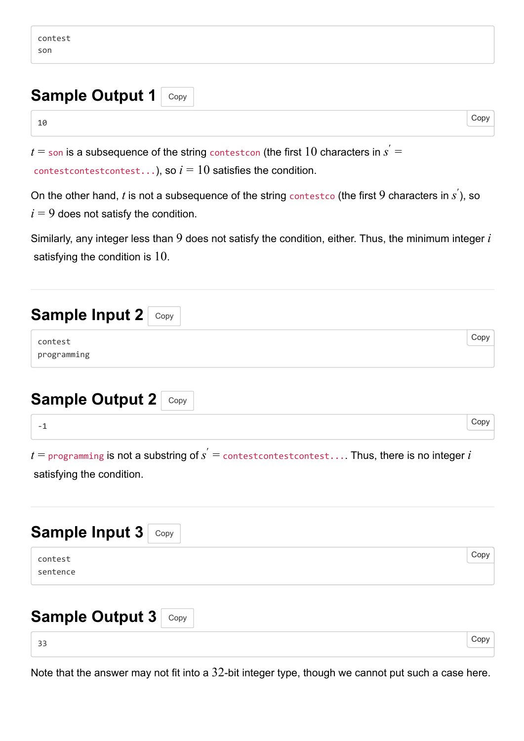```
contest
son
```

## Sample Output 1

```
10
```

$t =$ `son` is a subsequence of the string `contestcon` (the first $10$ characters in $s' =$ `contestcontestcontest...`), so $i = 10$ satisfies the condition.

On the other hand, $t$ is not a subsequence of the string `contestco` (the first $9$ characters in $s'$), so $i = 9$ does not satisfy the condition.

Similarly, any integer less than $9$ does not satisfy the condition, either. Thus, the minimum integer $i$ satisfying the condition is $10$.

## Sample Input 2

```
contest
programming
```

## Sample Output 2

```
-1
```

$t =$ `programming` is not a substring of $s' =$ `contestcontestcontest...`. Thus, there is no integer $i$ satisfying the condition.

## Sample Input 3

```
contest
sentence
```

## Sample Output 3

```
33
```

Note that the answer may not fit into a $32$-bit integer type, though we cannot put such a case here.